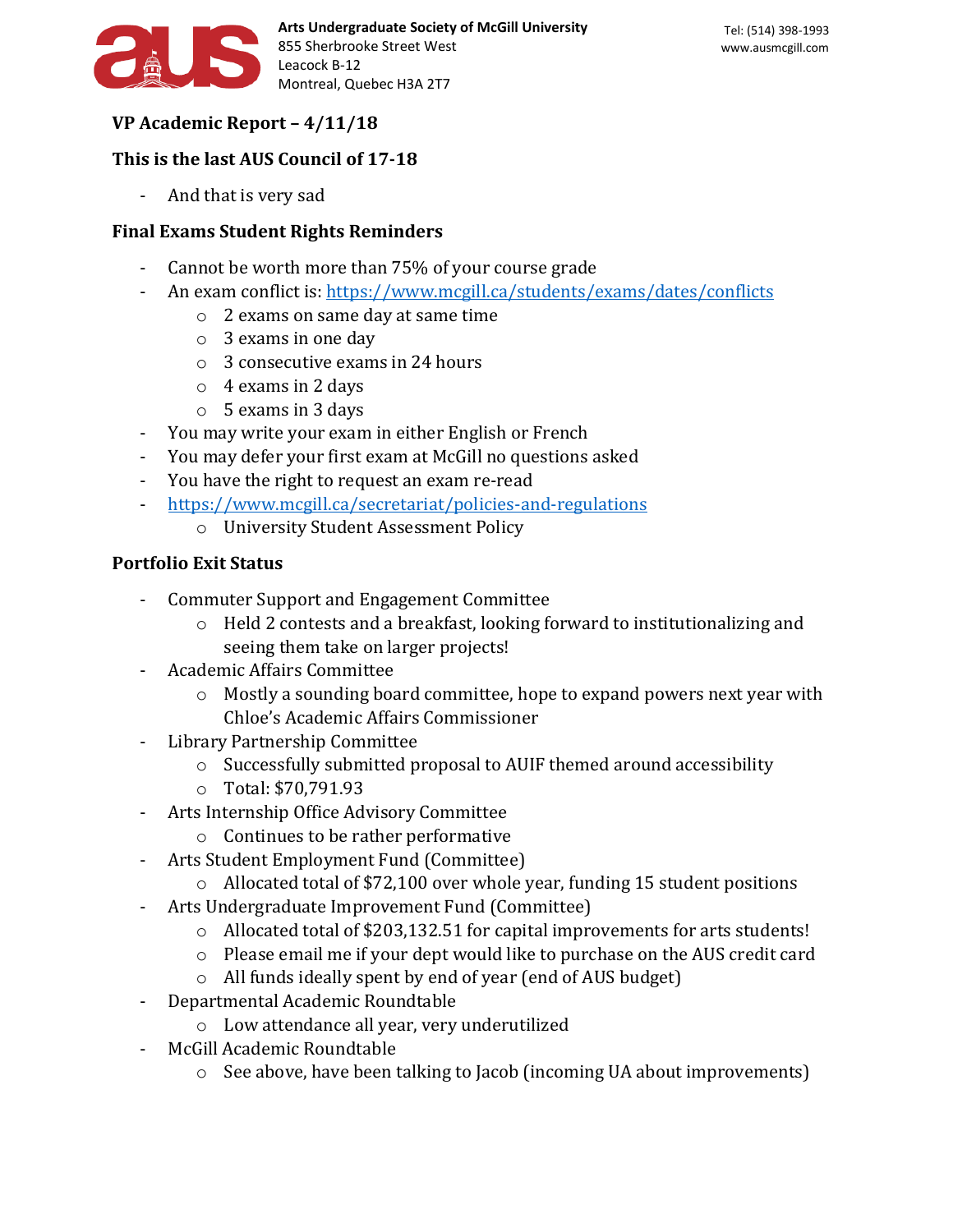Arts Undergraduate Society of McGill University
855 Sherbrooke Street West
Leacock B-12
Montreal, Quebec H3A 2T7

Tel: (514) 398-1993
www.ausmcgill.com

## VP Academic Report – 4/11/18

### This is the last AUS Council of 17-18

- And that is very sad

### Final Exams Student Rights Reminders

- Cannot be worth more than 75% of your course grade
- An exam conflict is: https://www.mcgill.ca/students/exams/dates/conflicts
  - 2 exams on same day at same time
  - 3 exams in one day
  - 3 consecutive exams in 24 hours
  - 4 exams in 2 days
  - 5 exams in 3 days
- You may write your exam in either English or French
- You may defer your first exam at McGill no questions asked
- You have the right to request an exam re-read
- https://www.mcgill.ca/secretariat/policies-and-regulations
  - University Student Assessment Policy

### Portfolio Exit Status

- Commuter Support and Engagement Committee
  - Held 2 contests and a breakfast, looking forward to institutionalizing and seeing them take on larger projects!
- Academic Affairs Committee
  - Mostly a sounding board committee, hope to expand powers next year with Chloe's Academic Affairs Commissioner
- Library Partnership Committee
  - Successfully submitted proposal to AUIF themed around accessibility
  - Total: $70,791.93
- Arts Internship Office Advisory Committee
  - Continues to be rather performative
- Arts Student Employment Fund (Committee)
  - Allocated total of $72,100 over whole year, funding 15 student positions
- Arts Undergraduate Improvement Fund (Committee)
  - Allocated total of $203,132.51 for capital improvements for arts students!
  - Please email me if your dept would like to purchase on the AUS credit card
  - All funds ideally spent by end of year (end of AUS budget)
- Departmental Academic Roundtable
  - Low attendance all year, very underutilized
- McGill Academic Roundtable
  - See above, have been talking to Jacob (incoming UA about improvements)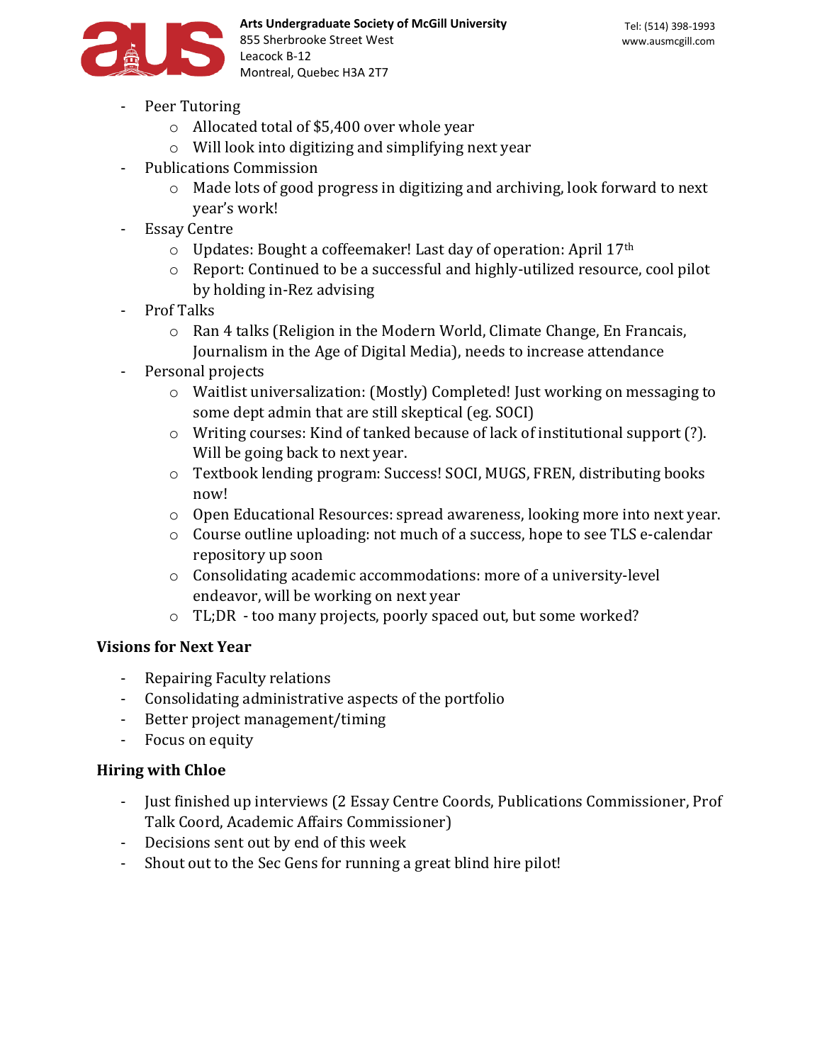- Peer Tutoring
  - Allocated total of $5,400 over whole year
  - Will look into digitizing and simplifying next year
- Publications Commission
  - Made lots of good progress in digitizing and archiving, look forward to next year's work!
- Essay Centre
  - Updates: Bought a coffeemaker! Last day of operation: April 17th
  - Report: Continued to be a successful and highly-utilized resource, cool pilot by holding in-Rez advising
- Prof Talks
  - Ran 4 talks (Religion in the Modern World, Climate Change, En Francais, Journalism in the Age of Digital Media), needs to increase attendance
- Personal projects
  - Waitlist universalization: (Mostly) Completed! Just working on messaging to some dept admin that are still skeptical (eg. SOCI)
  - Writing courses: Kind of tanked because of lack of institutional support (?). Will be going back to next year.
  - Textbook lending program: Success! SOCI, MUGS, FREN, distributing books now!
  - Open Educational Resources: spread awareness, looking more into next year.
  - Course outline uploading: not much of a success, hope to see TLS e-calendar repository up soon
  - Consolidating academic accommodations: more of a university-level endeavor, will be working on next year
  - TL;DR - too many projects, poorly spaced out, but some worked?

## Visions for Next Year

- Repairing Faculty relations
- Consolidating administrative aspects of the portfolio
- Better project management/timing
- Focus on equity

## Hiring with Chloe

- Just finished up interviews (2 Essay Centre Coords, Publications Commissioner, Prof Talk Coord, Academic Affairs Commissioner)
- Decisions sent out by end of this week
- Shout out to the Sec Gens for running a great blind hire pilot!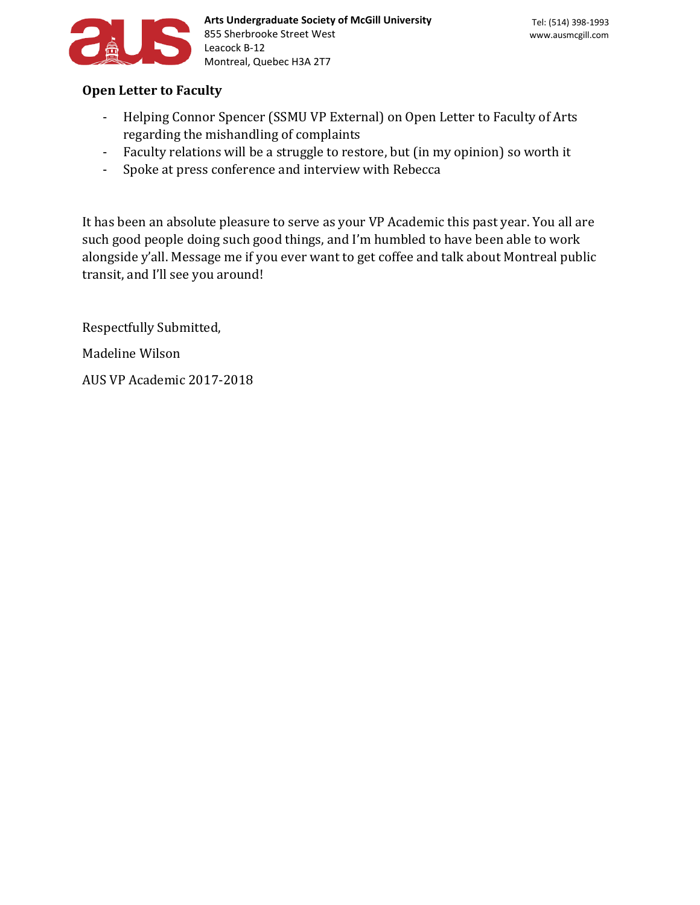**Open Letter to Faculty**

- Helping Connor Spencer (SSMU VP External) on Open Letter to Faculty of Arts regarding the mishandling of complaints
- Faculty relations will be a struggle to restore, but (in my opinion) so worth it
- Spoke at press conference and interview with Rebecca

It has been an absolute pleasure to serve as your VP Academic this past year. You all are such good people doing such good things, and I'm humbled to have been able to work alongside y'all. Message me if you ever want to get coffee and talk about Montreal public transit, and I'll see you around!

Respectfully Submitted,

Madeline Wilson

AUS VP Academic 2017-2018